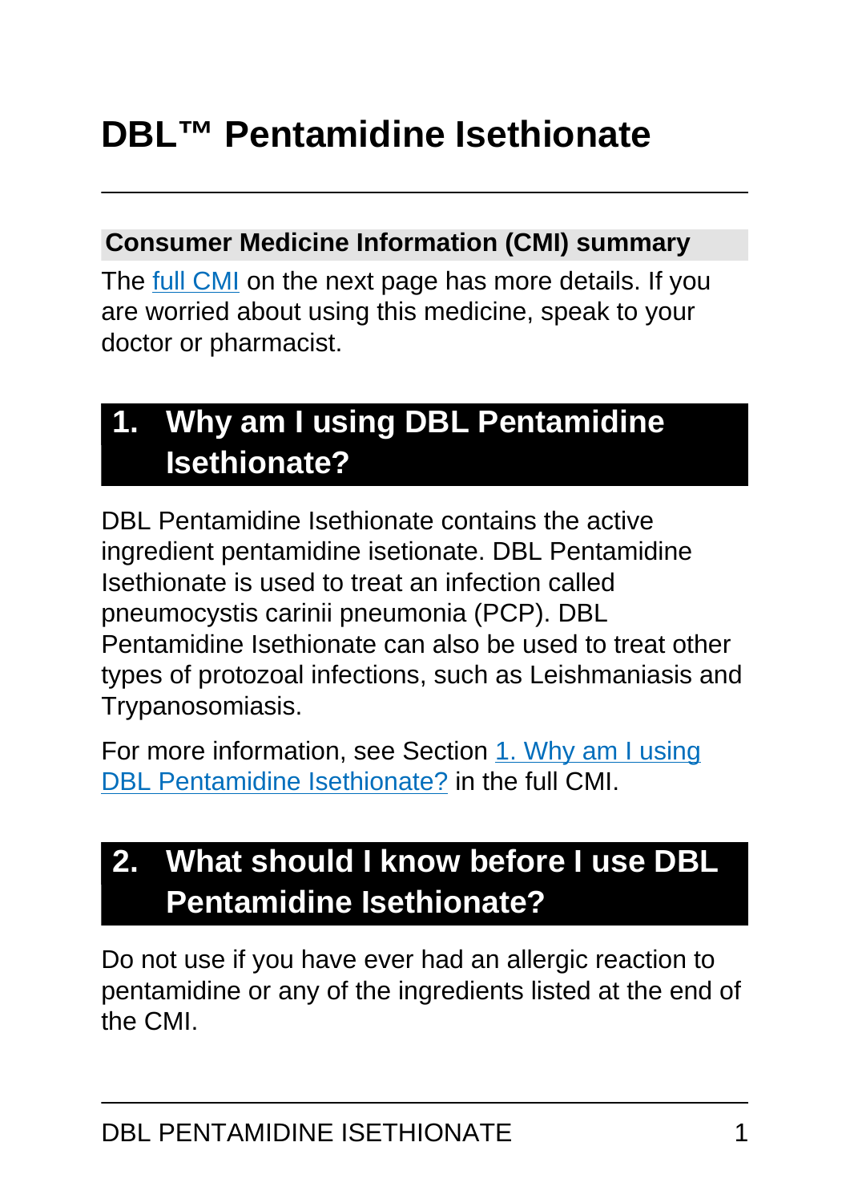# DBL™ Pentamidine Isethionate

## Consumer Medicine Information (CMI) summary

The full CMI on the next page has more details. If you are worried about using this medicine, speak to your doctor or pharmacist.

## 1. Why am I using DBL Pentamidine Isethionate?

DBL Pentamidine Isethionate contains the active ingredient pentamidine isetionate. DBL Pentamidine Isethionate is used to treat an infection called pneumocystis carinii pneumonia (PCP). DBL Pentamidine Isethionate can also be used to treat other types of protozoal infections, such as Leishmaniasis and Trypanosomiasis.

For more information, see Section 1. Why am I using DBL Pentamidine Isethionate? in the full CMI.

## 2. What should I know before I use DBL Pentamidine Isethionate?

Do not use if you have ever had an allergic reaction to pentamidine or any of the ingredients listed at the end of the CMI.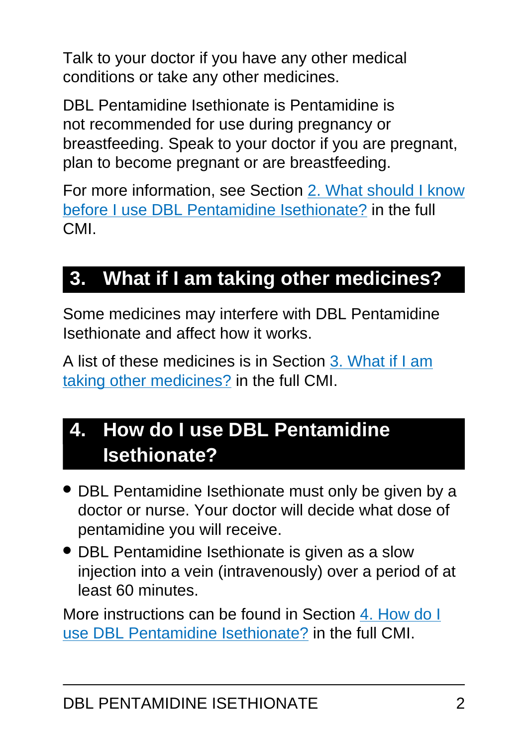Talk to your doctor if you have any other medical conditions or take any other medicines.

DBL Pentamidine Isethionate is Pentamidine is not recommended for use during pregnancy or breastfeeding. Speak to your doctor if you are pregnant, plan to become pregnant or are breastfeeding.

For more information, see Section 2. What should I know before I use DBL Pentamidine Isethionate? in the full CMI.

## 3. What if I am taking other medicines?

Some medicines may interfere with DBL Pentamidine Isethionate and affect how it works.

A list of these medicines is in Section 3. What if I am taking other medicines? in the full CMI.

## 4. How do I use DBL Pentamidine Isethionate?

- DBL Pentamidine Isethionate must only be given by a doctor or nurse. Your doctor will decide what dose of pentamidine you will receive.
- DBL Pentamidine Isethionate is given as a slow injection into a vein (intravenously) over a period of at least 60 minutes.

More instructions can be found in Section 4. How do I use DBL Pentamidine Isethionate? in the full CMI.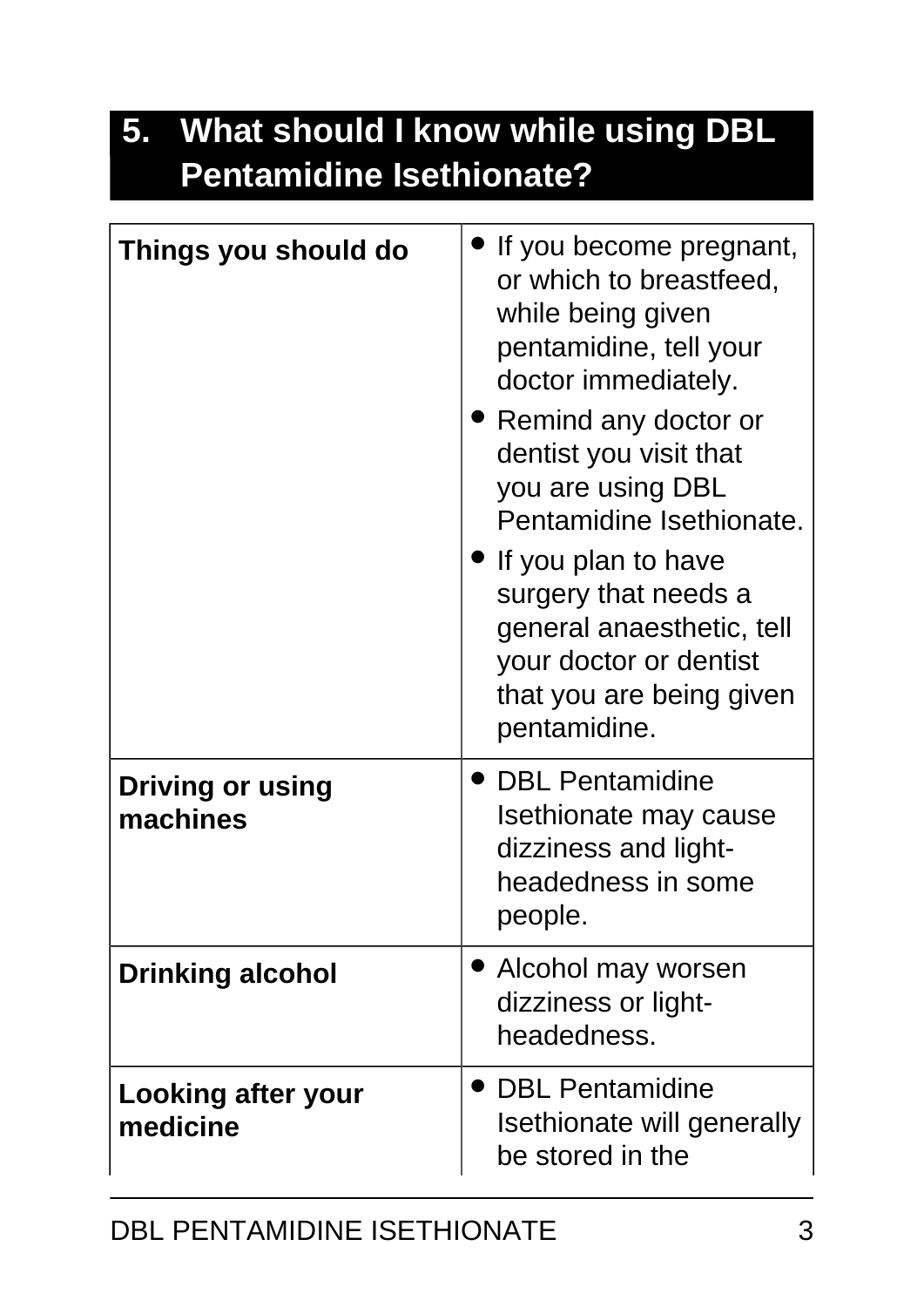## 5. What should I know while using DBL Pentamidine Isethionate?

| | |
|---|---|
| **Things you should do** | • If you become pregnant, or which to breastfeed, while being given pentamidine, tell your doctor immediately.<br>• Remind any doctor or dentist you visit that you are using DBL Pentamidine Isethionate.<br>• If you plan to have surgery that needs a general anaesthetic, tell your doctor or dentist that you are being given pentamidine. |
| **Driving or using machines** | • DBL Pentamidine Isethionate may cause dizziness and light-headedness in some people. |
| **Drinking alcohol** | • Alcohol may worsen dizziness or light-headedness. |
| **Looking after your medicine** | • DBL Pentamidine Isethionate will generally be stored in the |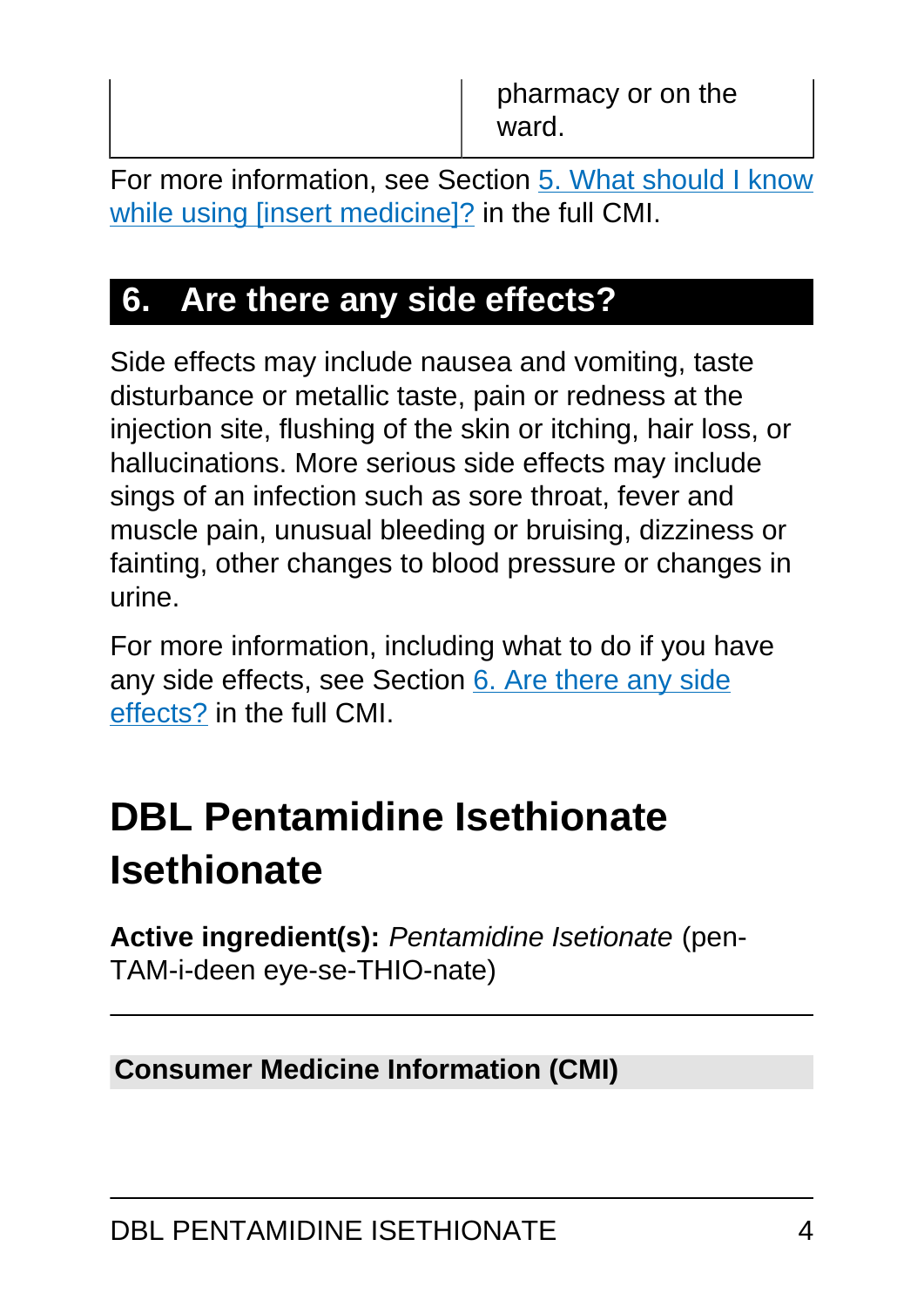| | |
|---|---|
| | pharmacy or on the ward. |

For more information, see Section 5. What should I know while using [insert medicine]? in the full CMI.

## 6. Are there any side effects?

Side effects may include nausea and vomiting, taste disturbance or metallic taste, pain or redness at the injection site, flushing of the skin or itching, hair loss, or hallucinations. More serious side effects may include sings of an infection such as sore throat, fever and muscle pain, unusual bleeding or bruising, dizziness or fainting, other changes to blood pressure or changes in urine.

For more information, including what to do if you have any side effects, see Section 6. Are there any side effects? in the full CMI.

# DBL Pentamidine Isethionate Isethionate

**Active ingredient(s):** *Pentamidine Isetionate* (pen-TAM-i-deen eye-se-THIO-nate)

---

**Consumer Medicine Information (CMI)**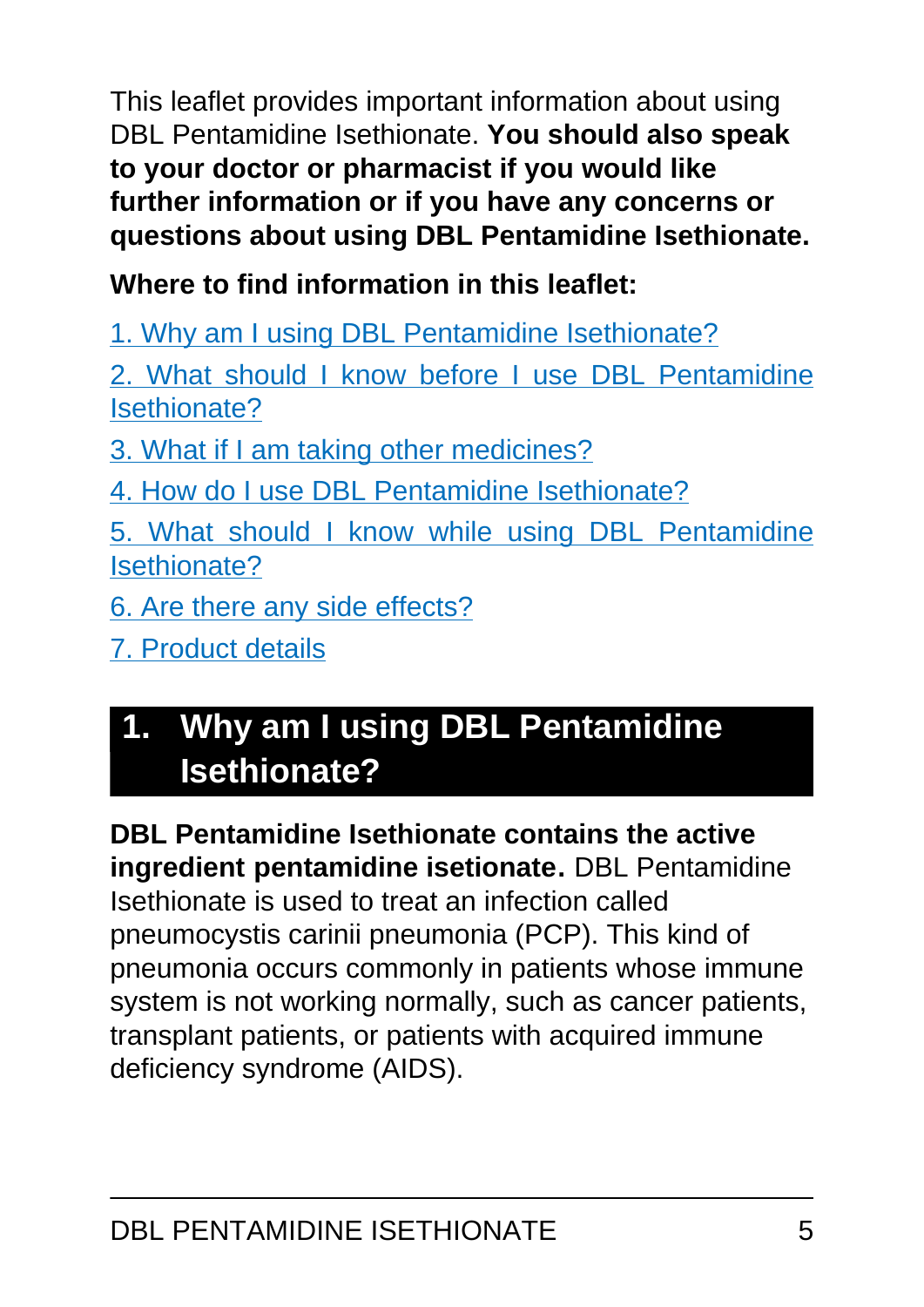This leaflet provides important information about using DBL Pentamidine Isethionate. **You should also speak to your doctor or pharmacist if you would like further information or if you have any concerns or questions about using DBL Pentamidine Isethionate.**

**Where to find information in this leaflet:**

1. Why am I using DBL Pentamidine Isethionate?
2. What should I know before I use DBL Pentamidine Isethionate?
3. What if I am taking other medicines?
4. How do I use DBL Pentamidine Isethionate?
5. What should I know while using DBL Pentamidine Isethionate?
6. Are there any side effects?
7. Product details

## 1. Why am I using DBL Pentamidine Isethionate?

**DBL Pentamidine Isethionate contains the active ingredient pentamidine isetionate.** DBL Pentamidine Isethionate is used to treat an infection called pneumocystis carinii pneumonia (PCP). This kind of pneumonia occurs commonly in patients whose immune system is not working normally, such as cancer patients, transplant patients, or patients with acquired immune deficiency syndrome (AIDS).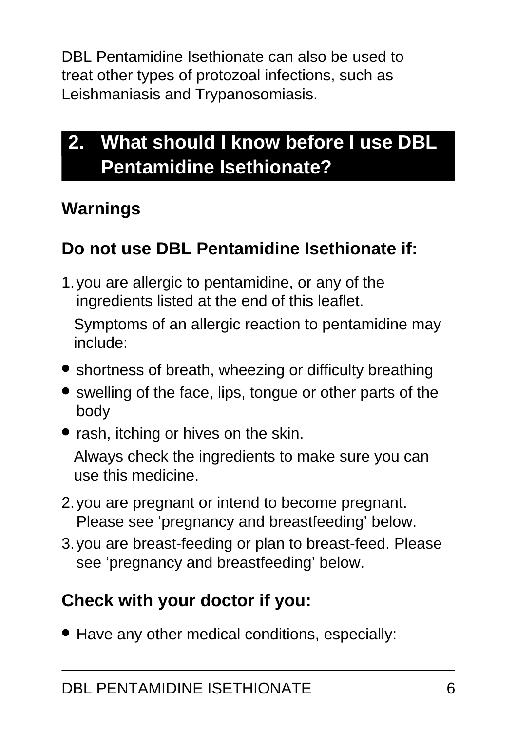DBL Pentamidine Isethionate can also be used to treat other types of protozoal infections, such as Leishmaniasis and Trypanosomiasis.

## 2. What should I know before I use DBL Pentamidine Isethionate?

### Warnings

### Do not use DBL Pentamidine Isethionate if:

1. you are allergic to pentamidine, or any of the ingredients listed at the end of this leaflet.

   Symptoms of an allergic reaction to pentamidine may include:

- shortness of breath, wheezing or difficulty breathing
- swelling of the face, lips, tongue or other parts of the body
- rash, itching or hives on the skin.

  Always check the ingredients to make sure you can use this medicine.

2. you are pregnant or intend to become pregnant. Please see 'pregnancy and breastfeeding' below.
3. you are breast-feeding or plan to breast-feed. Please see 'pregnancy and breastfeeding' below.

### Check with your doctor if you:

- Have any other medical conditions, especially: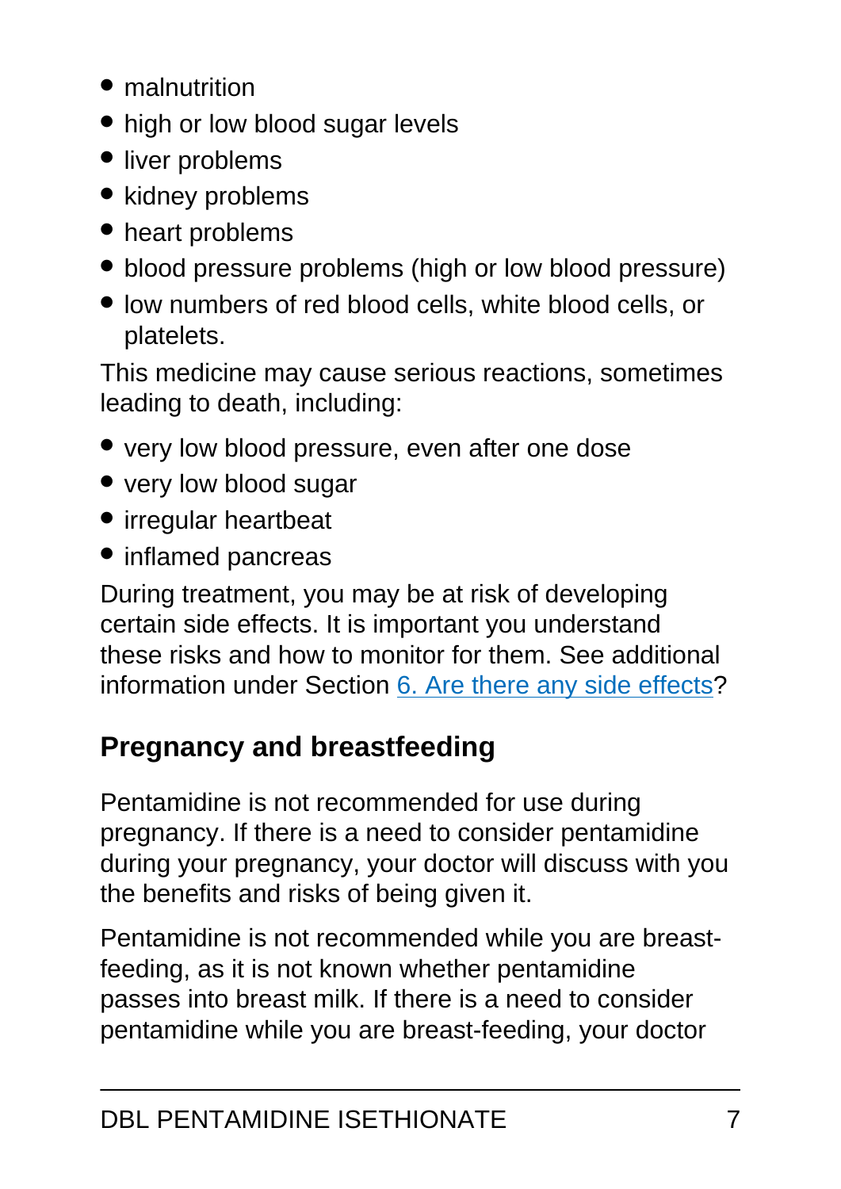- malnutrition
- high or low blood sugar levels
- liver problems
- kidney problems
- heart problems
- blood pressure problems (high or low blood pressure)
- low numbers of red blood cells, white blood cells, or platelets.

This medicine may cause serious reactions, sometimes leading to death, including:

- very low blood pressure, even after one dose
- very low blood sugar
- irregular heartbeat
- inflamed pancreas

During treatment, you may be at risk of developing certain side effects. It is important you understand these risks and how to monitor for them. See additional information under Section [6. Are there any side effects]?

## Pregnancy and breastfeeding

Pentamidine is not recommended for use during pregnancy. If there is a need to consider pentamidine during your pregnancy, your doctor will discuss with you the benefits and risks of being given it.

Pentamidine is not recommended while you are breast-feeding, as it is not known whether pentamidine passes into breast milk. If there is a need to consider pentamidine while you are breast-feeding, your doctor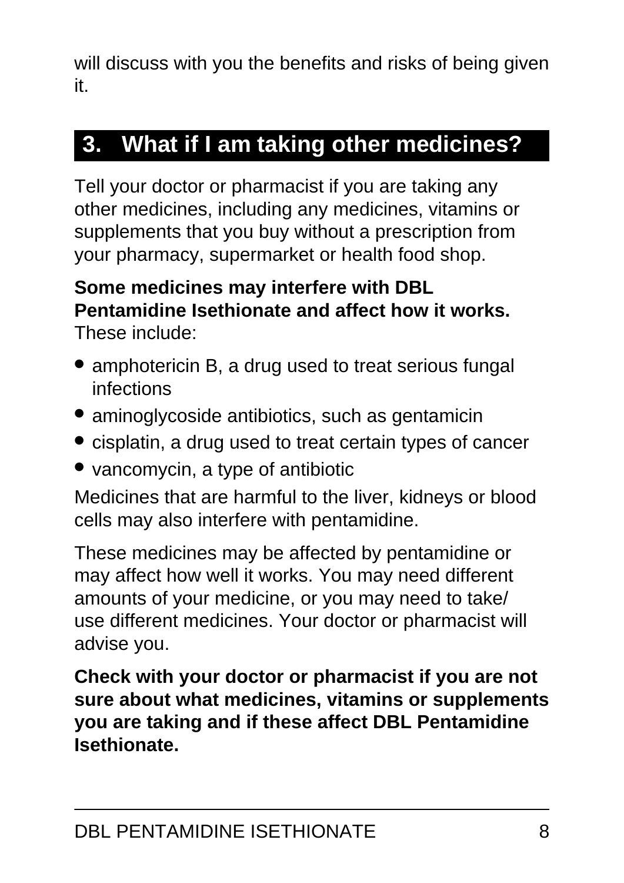will discuss with you the benefits and risks of being given it.

## 3. What if I am taking other medicines?

Tell your doctor or pharmacist if you are taking any other medicines, including any medicines, vitamins or supplements that you buy without a prescription from your pharmacy, supermarket or health food shop.

**Some medicines may interfere with DBL Pentamidine Isethionate and affect how it works.** These include:

- amphotericin B, a drug used to treat serious fungal infections
- aminoglycoside antibiotics, such as gentamicin
- cisplatin, a drug used to treat certain types of cancer
- vancomycin, a type of antibiotic

Medicines that are harmful to the liver, kidneys or blood cells may also interfere with pentamidine.

These medicines may be affected by pentamidine or may affect how well it works. You may need different amounts of your medicine, or you may need to take/use different medicines. Your doctor or pharmacist will advise you.

**Check with your doctor or pharmacist if you are not sure about what medicines, vitamins or supplements you are taking and if these affect DBL Pentamidine Isethionate.**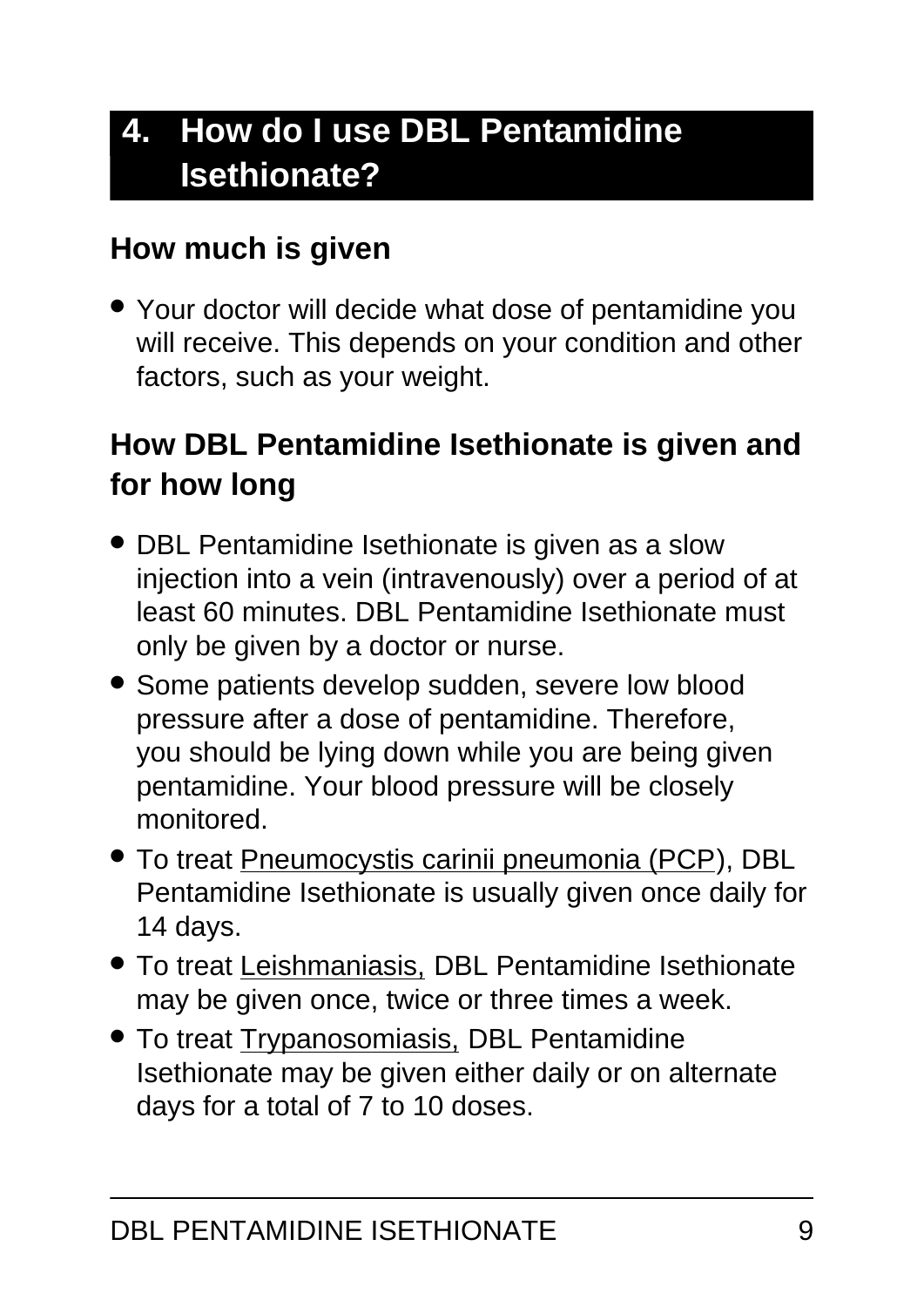## 4. How do I use DBL Pentamidine Isethionate?

### How much is given

- Your doctor will decide what dose of pentamidine you will receive. This depends on your condition and other factors, such as your weight.

### How DBL Pentamidine Isethionate is given and for how long

- DBL Pentamidine Isethionate is given as a slow injection into a vein (intravenously) over a period of at least 60 minutes. DBL Pentamidine Isethionate must only be given by a doctor or nurse.
- Some patients develop sudden, severe low blood pressure after a dose of pentamidine. Therefore, you should be lying down while you are being given pentamidine. Your blood pressure will be closely monitored.
- To treat Pneumocystis carinii pneumonia (PCP), DBL Pentamidine Isethionate is usually given once daily for 14 days.
- To treat Leishmaniasis, DBL Pentamidine Isethionate may be given once, twice or three times a week.
- To treat Trypanosomiasis, DBL Pentamidine Isethionate may be given either daily or on alternate days for a total of 7 to 10 doses.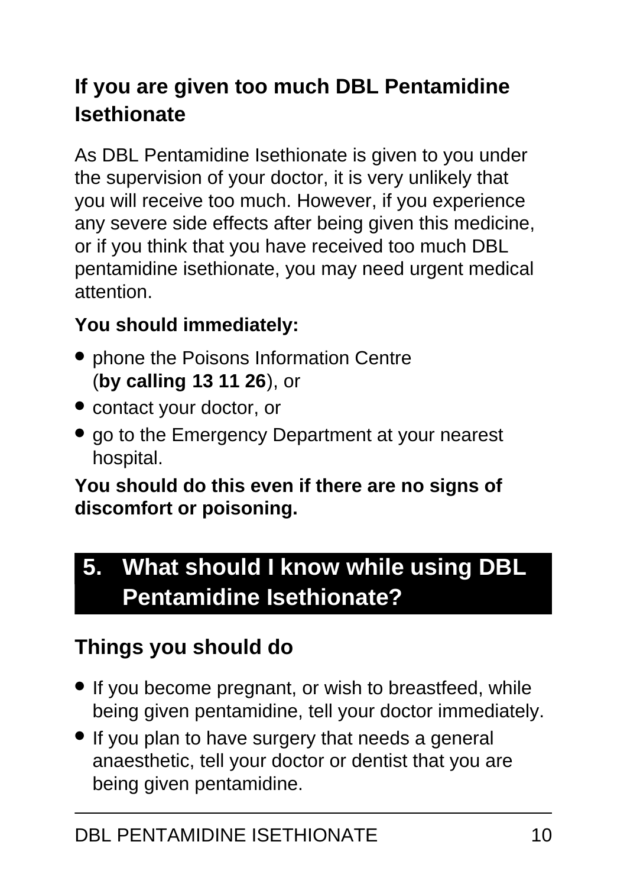### If you are given too much DBL Pentamidine Isethionate

As DBL Pentamidine Isethionate is given to you under the supervision of your doctor, it is very unlikely that you will receive too much. However, if you experience any severe side effects after being given this medicine, or if you think that you have received too much DBL pentamidine isethionate, you may need urgent medical attention.

**You should immediately:**

- phone the Poisons Information Centre (**by calling 13 11 26**), or
- contact your doctor, or
- go to the Emergency Department at your nearest hospital.

**You should do this even if there are no signs of discomfort or poisoning.**

## 5. What should I know while using DBL Pentamidine Isethionate?

### Things you should do

- If you become pregnant, or wish to breastfeed, while being given pentamidine, tell your doctor immediately.
- If you plan to have surgery that needs a general anaesthetic, tell your doctor or dentist that you are being given pentamidine.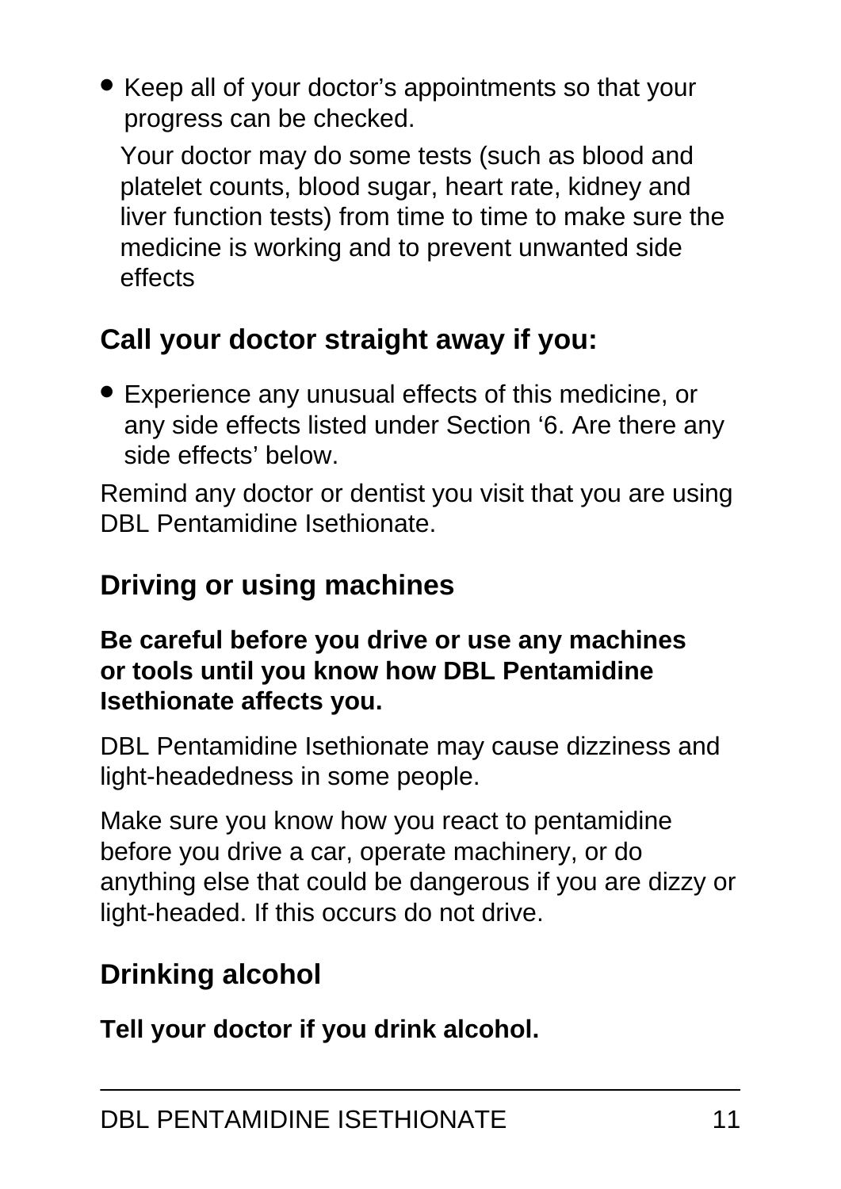- Keep all of your doctor's appointments so that your progress can be checked.

  Your doctor may do some tests (such as blood and platelet counts, blood sugar, heart rate, kidney and liver function tests) from time to time to make sure the medicine is working and to prevent unwanted side effects

## Call your doctor straight away if you:

- Experience any unusual effects of this medicine, or any side effects listed under Section '6. Are there any side effects' below.

Remind any doctor or dentist you visit that you are using DBL Pentamidine Isethionate.

## Driving or using machines

**Be careful before you drive or use any machines or tools until you know how DBL Pentamidine Isethionate affects you.**

DBL Pentamidine Isethionate may cause dizziness and light-headedness in some people.

Make sure you know how you react to pentamidine before you drive a car, operate machinery, or do anything else that could be dangerous if you are dizzy or light-headed. If this occurs do not drive.

## Drinking alcohol

**Tell your doctor if you drink alcohol.**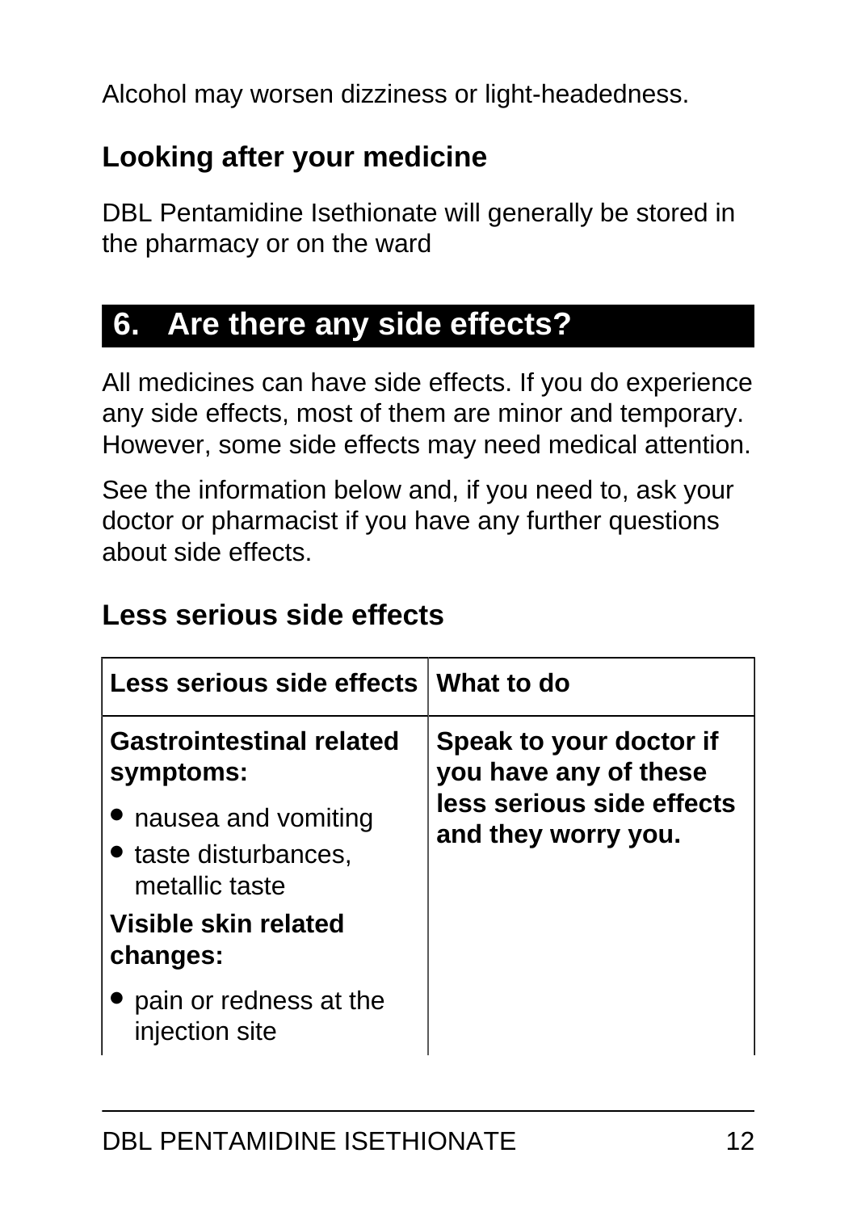Alcohol may worsen dizziness or light-headedness.

### Looking after your medicine

DBL Pentamidine Isethionate will generally be stored in the pharmacy or on the ward

## 6. Are there any side effects?

All medicines can have side effects. If you do experience any side effects, most of them are minor and temporary. However, some side effects may need medical attention.

See the information below and, if you need to, ask your doctor or pharmacist if you have any further questions about side effects.

### Less serious side effects

| Less serious side effects | What to do |
|---|---|
| **Gastrointestinal related symptoms:**<br>• nausea and vomiting<br>• taste disturbances, metallic taste<br>**Visible skin related changes:**<br>• pain or redness at the injection site | **Speak to your doctor if you have any of these less serious side effects and they worry you.** |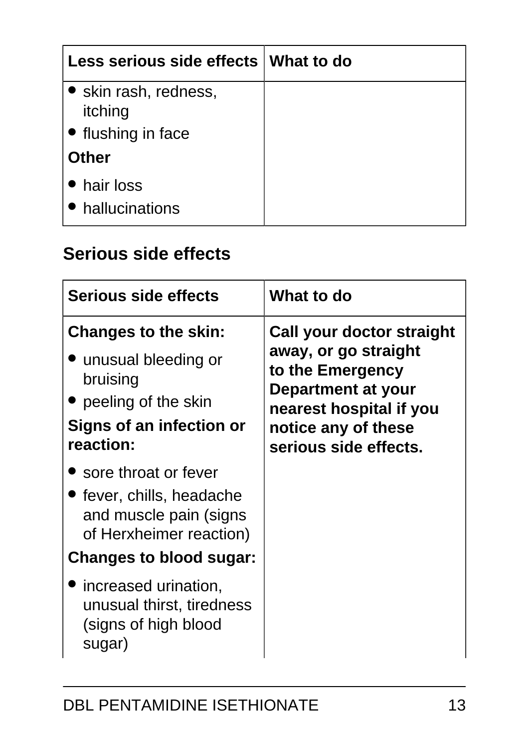| Less serious side effects | What to do |
|---|---|
| • skin rash, redness, itching<br>• flushing in face<br>**Other**<br>• hair loss<br>• hallucinations | |

### Serious side effects

| Serious side effects | What to do |
|---|---|
| **Changes to the skin:**<br>• unusual bleeding or bruising<br>• peeling of the skin<br>**Signs of an infection or reaction:**<br>• sore throat or fever<br>• fever, chills, headache and muscle pain (signs of Herxheimer reaction)<br>**Changes to blood sugar:**<br>• increased urination, unusual thirst, tiredness (signs of high blood sugar) | **Call your doctor straight away, or go straight to the Emergency Department at your nearest hospital if you notice any of these serious side effects.** |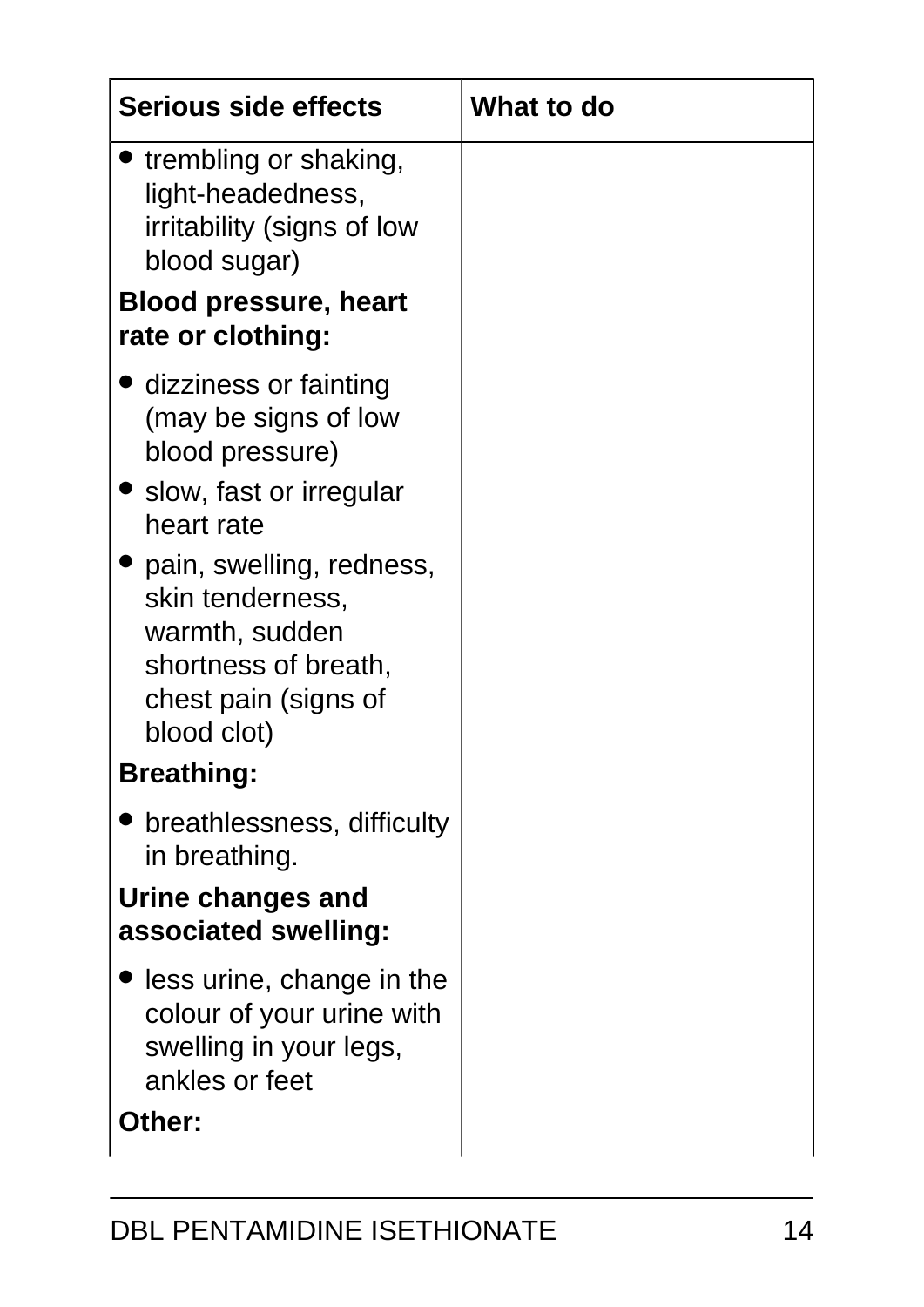| Serious side effects | What to do |
| --- | --- |
| • trembling or shaking, light-headedness, irritability (signs of low blood sugar)<br>**Blood pressure, heart rate or clothing:**<br>• dizziness or fainting (may be signs of low blood pressure)<br>• slow, fast or irregular heart rate<br>• pain, swelling, redness, skin tenderness, warmth, sudden shortness of breath, chest pain (signs of blood clot)<br>**Breathing:**<br>• breathlessness, difficulty in breathing.<br>**Urine changes and associated swelling:**<br>• less urine, change in the colour of your urine with swelling in your legs, ankles or feet<br>**Other:** | |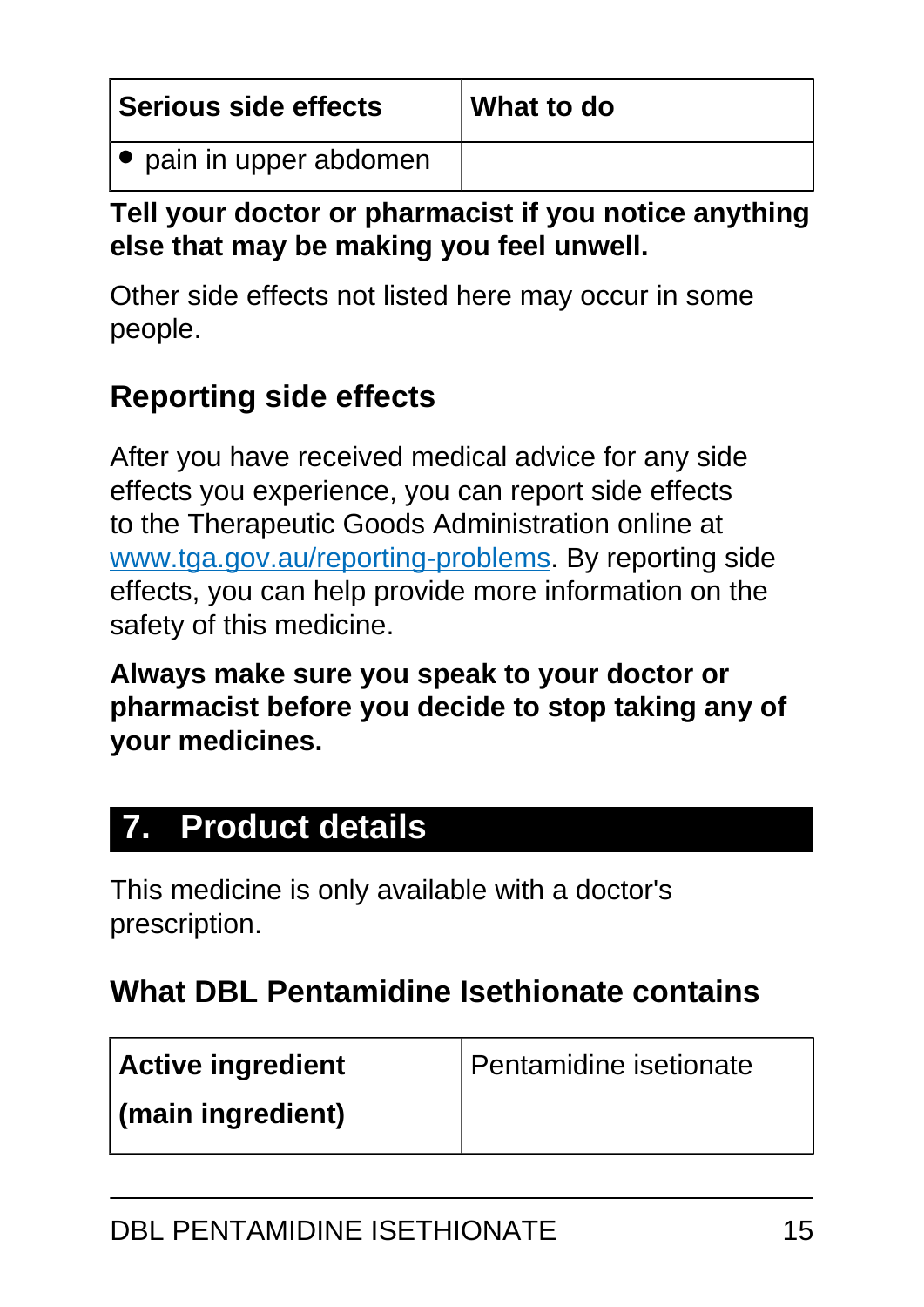| Serious side effects | What to do |
| --- | --- |
| • pain in upper abdomen | |

**Tell your doctor or pharmacist if you notice anything else that may be making you feel unwell.**

Other side effects not listed here may occur in some people.

## Reporting side effects

After you have received medical advice for any side effects you experience, you can report side effects to the Therapeutic Goods Administration online at www.tga.gov.au/reporting-problems. By reporting side effects, you can help provide more information on the safety of this medicine.

**Always make sure you speak to your doctor or pharmacist before you decide to stop taking any of your medicines.**

# 7. Product details

This medicine is only available with a doctor's prescription.

## What DBL Pentamidine Isethionate contains

| | |
| --- | --- |
| **Active ingredient**<br>**(main ingredient)** | Pentamidine isetionate |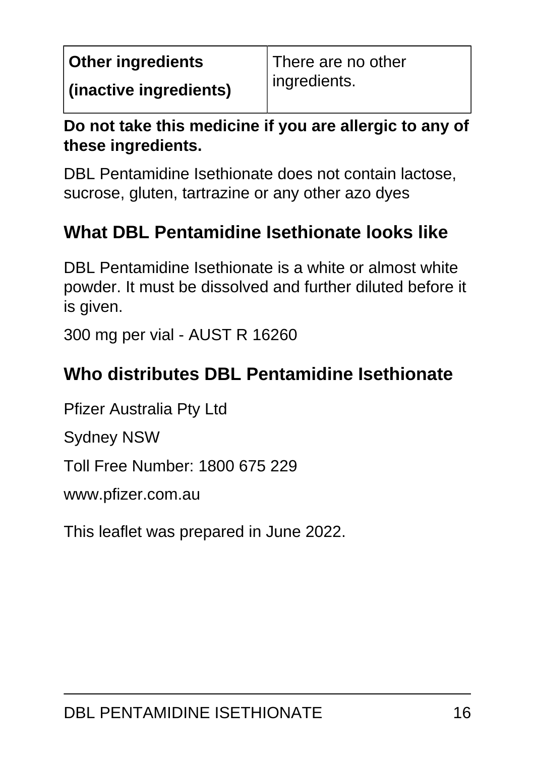| | |
|---|---|
| **Other ingredients (inactive ingredients)** | There are no other ingredients. |

**Do not take this medicine if you are allergic to any of these ingredients.**

DBL Pentamidine Isethionate does not contain lactose, sucrose, gluten, tartrazine or any other azo dyes

## What DBL Pentamidine Isethionate looks like

DBL Pentamidine Isethionate is a white or almost white powder. It must be dissolved and further diluted before it is given.

300 mg per vial - AUST R 16260

## Who distributes DBL Pentamidine Isethionate

Pfizer Australia Pty Ltd

Sydney NSW

Toll Free Number: 1800 675 229

www.pfizer.com.au

This leaflet was prepared in June 2022.